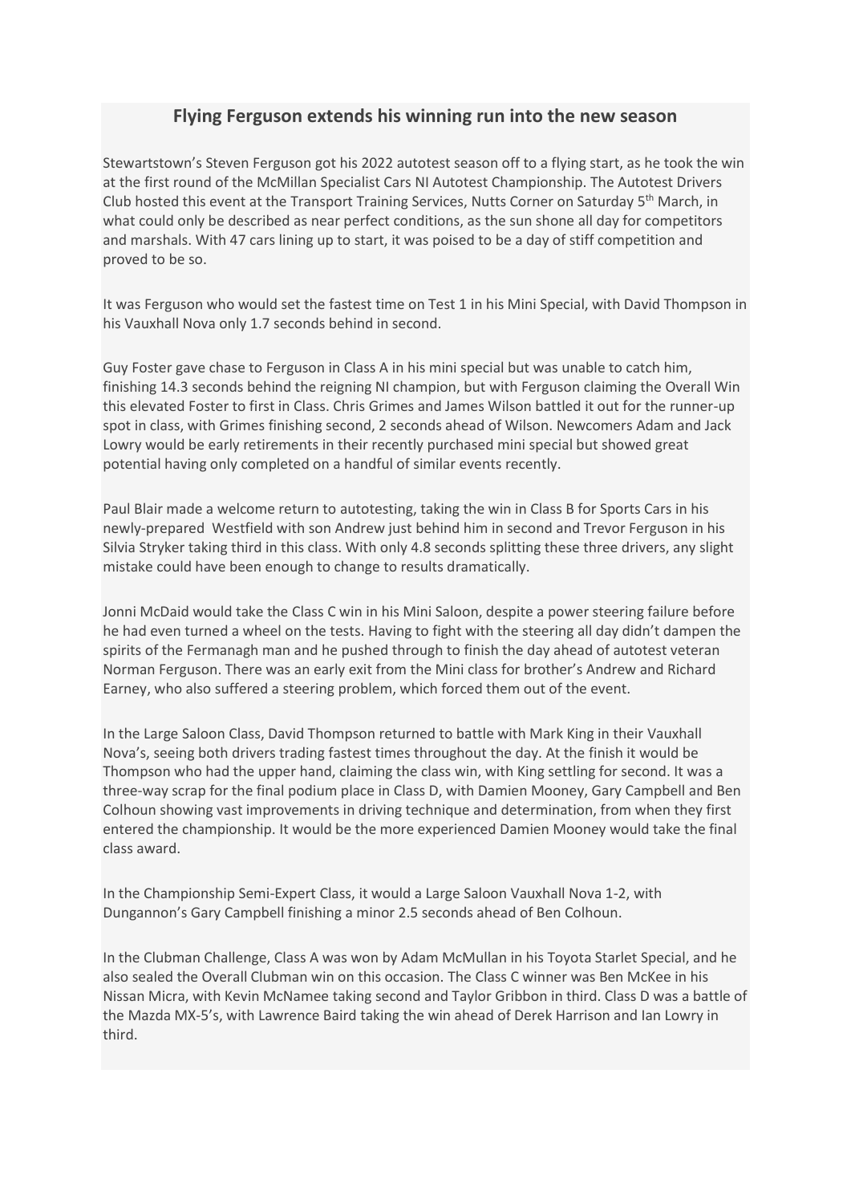## Flying Ferguson extends his winning run into the new season

Stewartstown's Steven Ferguson got his 2022 autotest season off to a flying start, as he took the win at the first round of the McMillan Specialist Cars NI Autotest Championship. The Autotest Drivers Club hosted this event at the Transport Training Services, Nutts Corner on Saturday 5th March, in what could only be described as near perfect conditions, as the sun shone all day for competitors and marshals. With 47 cars lining up to start, it was poised to be a day of stiff competition and proved to be so.

It was Ferguson who would set the fastest time on Test 1 in his Mini Special, with David Thompson in his Vauxhall Nova only 1.7 seconds behind in second.

Guy Foster gave chase to Ferguson in Class A in his mini special but was unable to catch him, finishing 14.3 seconds behind the reigning NI champion, but with Ferguson claiming the Overall Win this elevated Foster to first in Class. Chris Grimes and James Wilson battled it out for the runner-up spot in class, with Grimes finishing second, 2 seconds ahead of Wilson. Newcomers Adam and Jack Lowry would be early retirements in their recently purchased mini special but showed great potential having only completed on a handful of similar events recently.

Paul Blair made a welcome return to autotesting, taking the win in Class B for Sports Cars in his newly-prepared Westfield with son Andrew just behind him in second and Trevor Ferguson in his Silvia Stryker taking third in this class. With only 4.8 seconds splitting these three drivers, any slight mistake could have been enough to change to results dramatically.

Jonni McDaid would take the Class C win in his Mini Saloon, despite a power steering failure before he had even turned a wheel on the tests. Having to fight with the steering all day didn't dampen the spirits of the Fermanagh man and he pushed through to finish the day ahead of autotest veteran Norman Ferguson. There was an early exit from the Mini class for brother's Andrew and Richard Earney, who also suffered a steering problem, which forced them out of the event.

In the Large Saloon Class, David Thompson returned to battle with Mark King in their Vauxhall Nova's, seeing both drivers trading fastest times throughout the day. At the finish it would be Thompson who had the upper hand, claiming the class win, with King settling for second. It was a three-way scrap for the final podium place in Class D, with Damien Mooney, Gary Campbell and Ben Colhoun showing vast improvements in driving technique and determination, from when they first entered the championship. It would be the more experienced Damien Mooney would take the final class award.

In the Championship Semi-Expert Class, it would a Large Saloon Vauxhall Nova 1-2, with Dungannon's Gary Campbell finishing a minor 2.5 seconds ahead of Ben Colhoun.

In the Clubman Challenge, Class A was won by Adam McMullan in his Toyota Starlet Special, and he also sealed the Overall Clubman win on this occasion. The Class C winner was Ben McKee in his Nissan Micra, with Kevin McNamee taking second and Taylor Gribbon in third. Class D was a battle of the Mazda MX-5's, with Lawrence Baird taking the win ahead of Derek Harrison and Ian Lowry in third.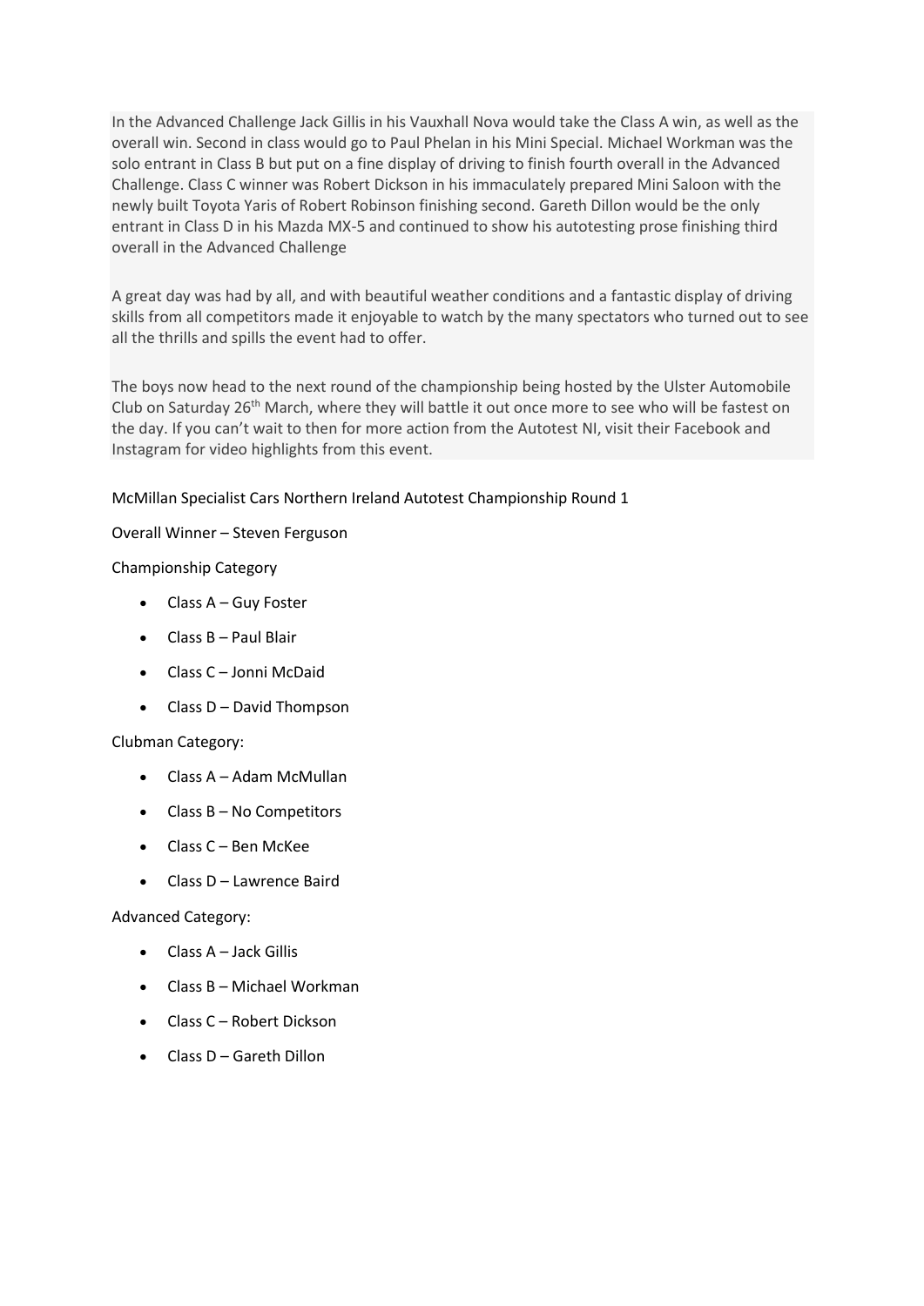In the Advanced Challenge Jack Gillis in his Vauxhall Nova would take the Class A win, as well as the overall win. Second in class would go to Paul Phelan in his Mini Special. Michael Workman was the solo entrant in Class B but put on a fine display of driving to finish fourth overall in the Advanced Challenge. Class C winner was Robert Dickson in his immaculately prepared Mini Saloon with the newly built Toyota Yaris of Robert Robinson finishing second. Gareth Dillon would be the only entrant in Class D in his Mazda MX-5 and continued to show his autotesting prose finishing third overall in the Advanced Challenge

A great day was had by all, and with beautiful weather conditions and a fantastic display of driving skills from all competitors made it enjoyable to watch by the many spectators who turned out to see all the thrills and spills the event had to offer.

The boys now head to the next round of the championship being hosted by the Ulster Automobile Club on Saturday 26th March, where they will battle it out once more to see who will be fastest on the day. If you can't wait to then for more action from the Autotest NI, visit their Facebook and Instagram for video highlights from this event.

McMillan Specialist Cars Northern Ireland Autotest Championship Round 1

Overall Winner – Steven Ferguson

Championship Category

- Class A – Guy Foster
- Class B – Paul Blair
- Class C – Jonni McDaid
- Class D – David Thompson

Clubman Category:

- Class A – Adam McMullan
- Class B – No Competitors
- Class C – Ben McKee
- Class D – Lawrence Baird

Advanced Category:

- Class A – Jack Gillis
- Class B – Michael Workman
- Class C – Robert Dickson
- Class D – Gareth Dillon